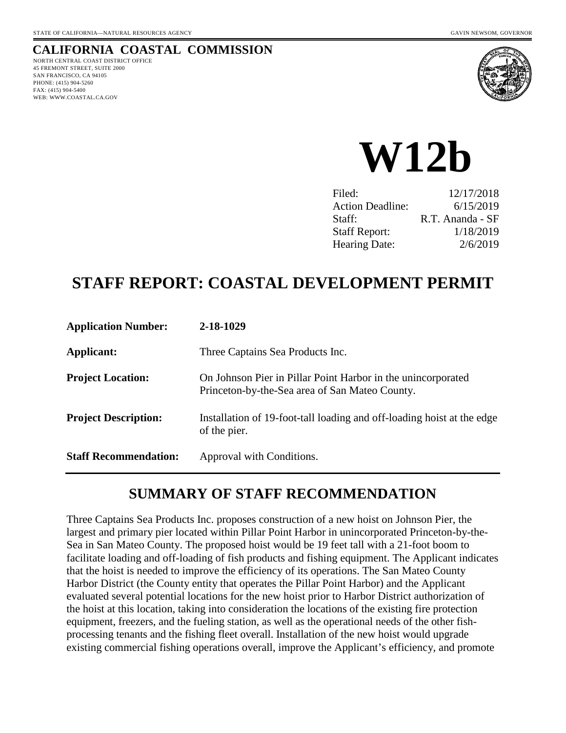STATE OF CALIFORNIA—NATURAL RESOURCES AGENCY GAVIN NEWSOM, GOVERNOR

**CALIFORNIA COASTAL COMMISSION**
NORTH CENTRAL COAST DISTRICT OFFICE
45 FREMONT STREET, SUITE 2000
SAN FRANCISCO, CA 94105
PHONE: (415) 904-5260
FAX: (415) 904-5400
WEB: WWW.COASTAL.CA.GOV

# W12b

| | |
|---|---|
| Filed: | 12/17/2018 |
| Action Deadline: | 6/15/2019 |
| Staff: | R.T. Ananda - SF |
| Staff Report: | 1/18/2019 |
| Hearing Date: | 2/6/2019 |

# STAFF REPORT: COASTAL DEVELOPMENT PERMIT

| | |
|---|---|
| **Application Number:** | **2-18-1029** |
| **Applicant:** | Three Captains Sea Products Inc. |
| **Project Location:** | On Johnson Pier in Pillar Point Harbor in the unincorporated Princeton-by-the-Sea area of San Mateo County. |
| **Project Description:** | Installation of 19-foot-tall loading and off-loading hoist at the edge of the pier. |
| **Staff Recommendation:** | Approval with Conditions. |

## SUMMARY OF STAFF RECOMMENDATION

Three Captains Sea Products Inc. proposes construction of a new hoist on Johnson Pier, the largest and primary pier located within Pillar Point Harbor in unincorporated Princeton-by-the-Sea in San Mateo County. The proposed hoist would be 19 feet tall with a 21-foot boom to facilitate loading and off-loading of fish products and fishing equipment. The Applicant indicates that the hoist is needed to improve the efficiency of its operations. The San Mateo County Harbor District (the County entity that operates the Pillar Point Harbor) and the Applicant evaluated several potential locations for the new hoist prior to Harbor District authorization of the hoist at this location, taking into consideration the locations of the existing fire protection equipment, freezers, and the fueling station, as well as the operational needs of the other fish-processing tenants and the fishing fleet overall. Installation of the new hoist would upgrade existing commercial fishing operations overall, improve the Applicant's efficiency, and promote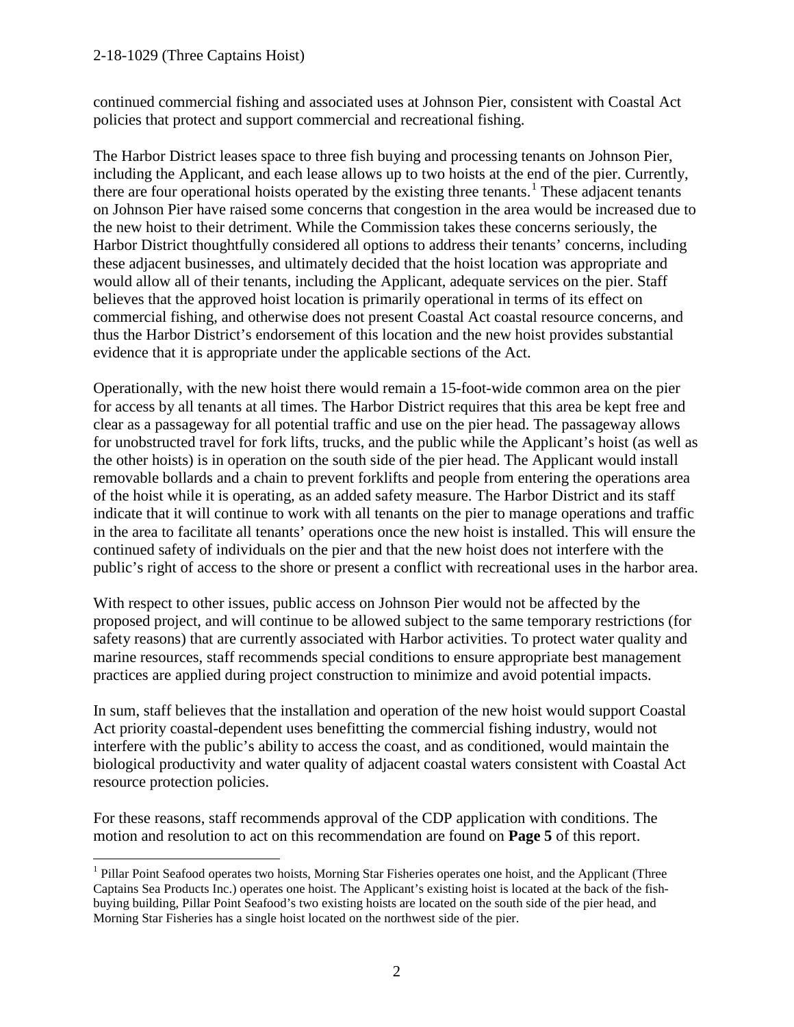continued commercial fishing and associated uses at Johnson Pier, consistent with Coastal Act policies that protect and support commercial and recreational fishing.

The Harbor District leases space to three fish buying and processing tenants on Johnson Pier, including the Applicant, and each lease allows up to two hoists at the end of the pier. Currently, there are four operational hoists operated by the existing three tenants.[1] These adjacent tenants on Johnson Pier have raised some concerns that congestion in the area would be increased due to the new hoist to their detriment. While the Commission takes these concerns seriously, the Harbor District thoughtfully considered all options to address their tenants' concerns, including these adjacent businesses, and ultimately decided that the hoist location was appropriate and would allow all of their tenants, including the Applicant, adequate services on the pier. Staff believes that the approved hoist location is primarily operational in terms of its effect on commercial fishing, and otherwise does not present Coastal Act coastal resource concerns, and thus the Harbor District's endorsement of this location and the new hoist provides substantial evidence that it is appropriate under the applicable sections of the Act.

Operationally, with the new hoist there would remain a 15-foot-wide common area on the pier for access by all tenants at all times. The Harbor District requires that this area be kept free and clear as a passageway for all potential traffic and use on the pier head. The passageway allows for unobstructed travel for fork lifts, trucks, and the public while the Applicant's hoist (as well as the other hoists) is in operation on the south side of the pier head. The Applicant would install removable bollards and a chain to prevent forklifts and people from entering the operations area of the hoist while it is operating, as an added safety measure. The Harbor District and its staff indicate that it will continue to work with all tenants on the pier to manage operations and traffic in the area to facilitate all tenants' operations once the new hoist is installed. This will ensure the continued safety of individuals on the pier and that the new hoist does not interfere with the public's right of access to the shore or present a conflict with recreational uses in the harbor area.

With respect to other issues, public access on Johnson Pier would not be affected by the proposed project, and will continue to be allowed subject to the same temporary restrictions (for safety reasons) that are currently associated with Harbor activities. To protect water quality and marine resources, staff recommends special conditions to ensure appropriate best management practices are applied during project construction to minimize and avoid potential impacts.

In sum, staff believes that the installation and operation of the new hoist would support Coastal Act priority coastal-dependent uses benefitting the commercial fishing industry, would not interfere with the public's ability to access the coast, and as conditioned, would maintain the biological productivity and water quality of adjacent coastal waters consistent with Coastal Act resource protection policies.

For these reasons, staff recommends approval of the CDP application with conditions. The motion and resolution to act on this recommendation are found on **Page 5** of this report.

---

[1] Pillar Point Seafood operates two hoists, Morning Star Fisheries operates one hoist, and the Applicant (Three Captains Sea Products Inc.) operates one hoist. The Applicant's existing hoist is located at the back of the fish-buying building, Pillar Point Seafood's two existing hoists are located on the south side of the pier head, and Morning Star Fisheries has a single hoist located on the northwest side of the pier.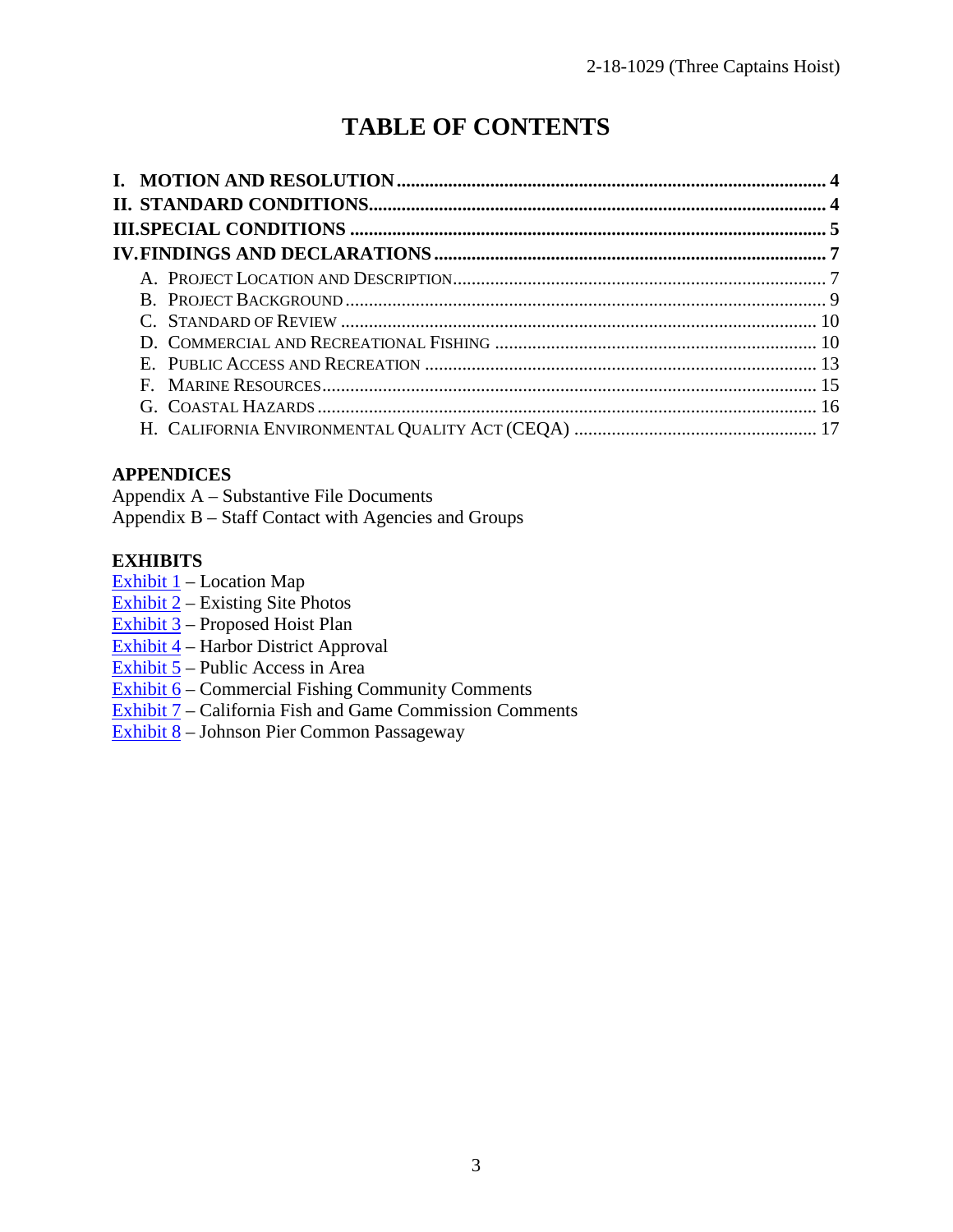# TABLE OF CONTENTS

**I. MOTION AND RESOLUTION** .......... 4
**II. STANDARD CONDITIONS** .......... 4
**III. SPECIAL CONDITIONS** .......... 5
**IV. FINDINGS AND DECLARATIONS** .......... 7

- A. PROJECT LOCATION AND DESCRIPTION .......... 7
- B. PROJECT BACKGROUND .......... 9
- C. STANDARD OF REVIEW .......... 10
- D. COMMERCIAL AND RECREATIONAL FISHING .......... 10
- E. PUBLIC ACCESS AND RECREATION .......... 13
- F. MARINE RESOURCES .......... 15
- G. COASTAL HAZARDS .......... 16
- H. CALIFORNIA ENVIRONMENTAL QUALITY ACT (CEQA) .......... 17

**APPENDICES**

Appendix A – Substantive File Documents
Appendix B – Staff Contact with Agencies and Groups

**EXHIBITS**

Exhibit 1 – Location Map
Exhibit 2 – Existing Site Photos
Exhibit 3 – Proposed Hoist Plan
Exhibit 4 – Harbor District Approval
Exhibit 5 – Public Access in Area
Exhibit 6 – Commercial Fishing Community Comments
Exhibit 7 – California Fish and Game Commission Comments
Exhibit 8 – Johnson Pier Common Passageway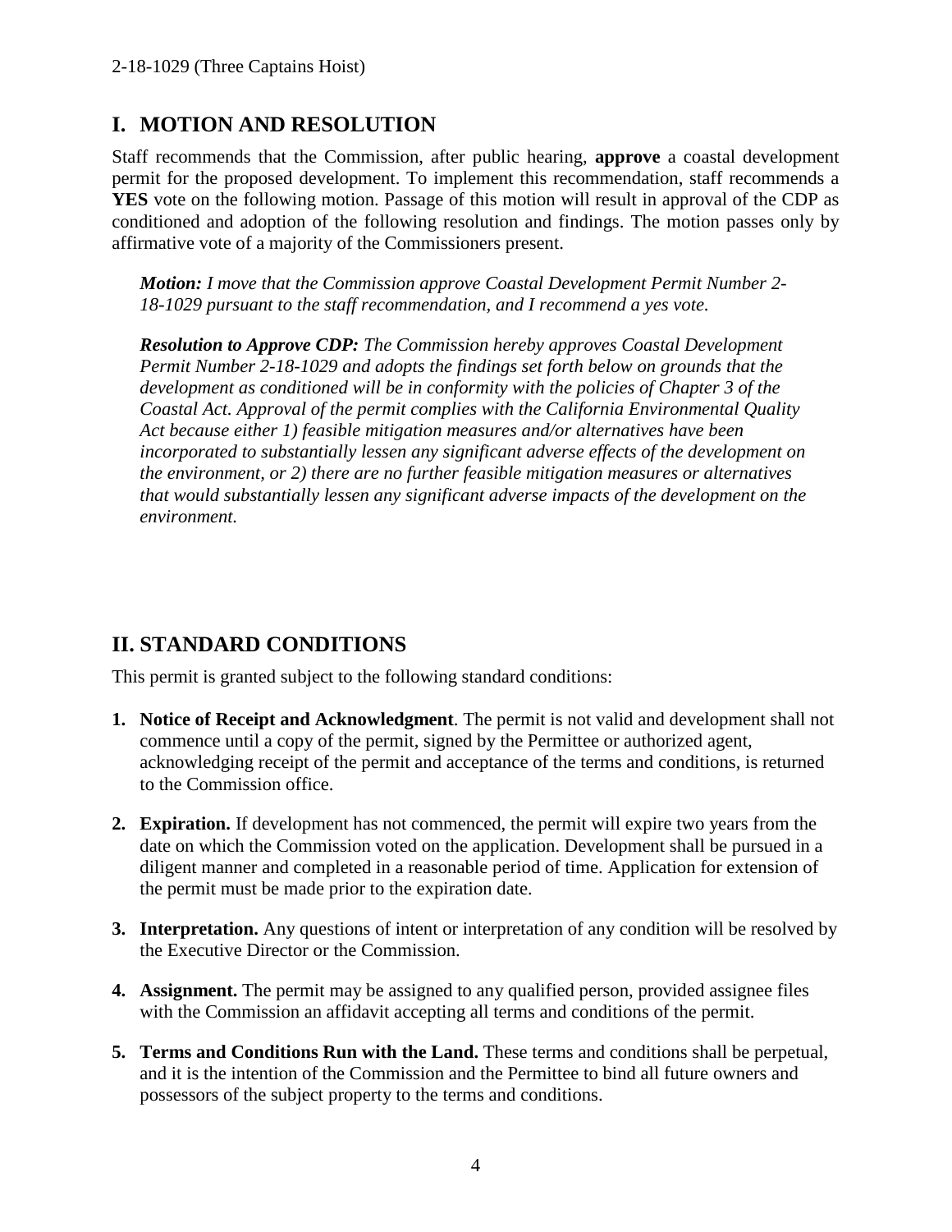## I. MOTION AND RESOLUTION

Staff recommends that the Commission, after public hearing, **approve** a coastal development permit for the proposed development. To implement this recommendation, staff recommends a **YES** vote on the following motion. Passage of this motion will result in approval of the CDP as conditioned and adoption of the following resolution and findings. The motion passes only by affirmative vote of a majority of the Commissioners present.

> ***Motion:*** *I move that the Commission approve Coastal Development Permit Number 2-18-1029 pursuant to the staff recommendation, and I recommend a yes vote.*
>
> ***Resolution to Approve CDP:*** *The Commission hereby approves Coastal Development Permit Number 2-18-1029 and adopts the findings set forth below on grounds that the development as conditioned will be in conformity with the policies of Chapter 3 of the Coastal Act. Approval of the permit complies with the California Environmental Quality Act because either 1) feasible mitigation measures and/or alternatives have been incorporated to substantially lessen any significant adverse effects of the development on the environment, or 2) there are no further feasible mitigation measures or alternatives that would substantially lessen any significant adverse impacts of the development on the environment.*

## II. STANDARD CONDITIONS

This permit is granted subject to the following standard conditions:

1. **Notice of Receipt and Acknowledgment**. The permit is not valid and development shall not commence until a copy of the permit, signed by the Permittee or authorized agent, acknowledging receipt of the permit and acceptance of the terms and conditions, is returned to the Commission office.

2. **Expiration.** If development has not commenced, the permit will expire two years from the date on which the Commission voted on the application. Development shall be pursued in a diligent manner and completed in a reasonable period of time. Application for extension of the permit must be made prior to the expiration date.

3. **Interpretation.** Any questions of intent or interpretation of any condition will be resolved by the Executive Director or the Commission.

4. **Assignment.** The permit may be assigned to any qualified person, provided assignee files with the Commission an affidavit accepting all terms and conditions of the permit.

5. **Terms and Conditions Run with the Land.** These terms and conditions shall be perpetual, and it is the intention of the Commission and the Permittee to bind all future owners and possessors of the subject property to the terms and conditions.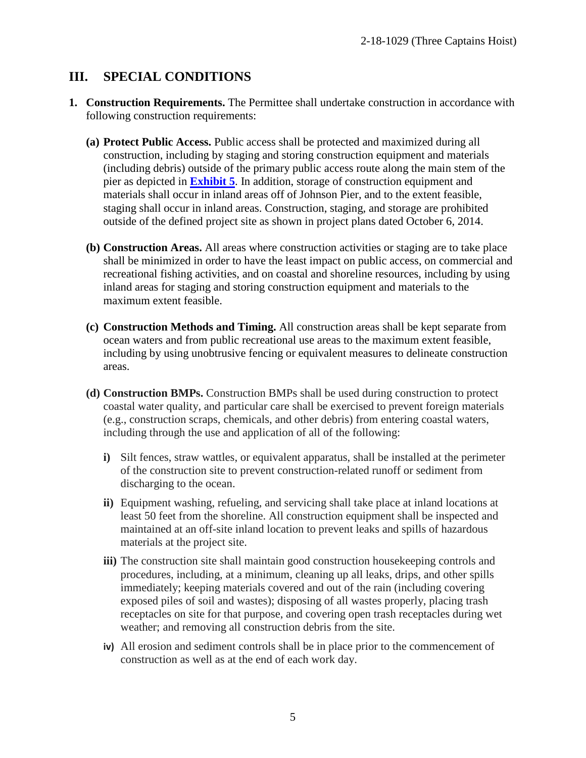## III. SPECIAL CONDITIONS

1. **Construction Requirements.** The Permittee shall undertake construction in accordance with following construction requirements:

   **(a) Protect Public Access.** Public access shall be protected and maximized during all construction, including by staging and storing construction equipment and materials (including debris) outside of the primary public access route along the main stem of the pier as depicted in **Exhibit 5**. In addition, storage of construction equipment and materials shall occur in inland areas off of Johnson Pier, and to the extent feasible, staging shall occur in inland areas. Construction, staging, and storage are prohibited outside of the defined project site as shown in project plans dated October 6, 2014.

   **(b) Construction Areas.** All areas where construction activities or staging are to take place shall be minimized in order to have the least impact on public access, on commercial and recreational fishing activities, and on coastal and shoreline resources, including by using inland areas for staging and storing construction equipment and materials to the maximum extent feasible.

   **(c) Construction Methods and Timing.** All construction areas shall be kept separate from ocean waters and from public recreational use areas to the maximum extent feasible, including by using unobtrusive fencing or equivalent measures to delineate construction areas.

   **(d) Construction BMPs.** Construction BMPs shall be used during construction to protect coastal water quality, and particular care shall be exercised to prevent foreign materials (e.g., construction scraps, chemicals, and other debris) from entering coastal waters, including through the use and application of all of the following:

   **i)** Silt fences, straw wattles, or equivalent apparatus, shall be installed at the perimeter of the construction site to prevent construction-related runoff or sediment from discharging to the ocean.

   **ii)** Equipment washing, refueling, and servicing shall take place at inland locations at least 50 feet from the shoreline. All construction equipment shall be inspected and maintained at an off-site inland location to prevent leaks and spills of hazardous materials at the project site.

   **iii)** The construction site shall maintain good construction housekeeping controls and procedures, including, at a minimum, cleaning up all leaks, drips, and other spills immediately; keeping materials covered and out of the rain (including covering exposed piles of soil and wastes); disposing of all wastes properly, placing trash receptacles on site for that purpose, and covering open trash receptacles during wet weather; and removing all construction debris from the site.

   **iv)** All erosion and sediment controls shall be in place prior to the commencement of construction as well as at the end of each work day.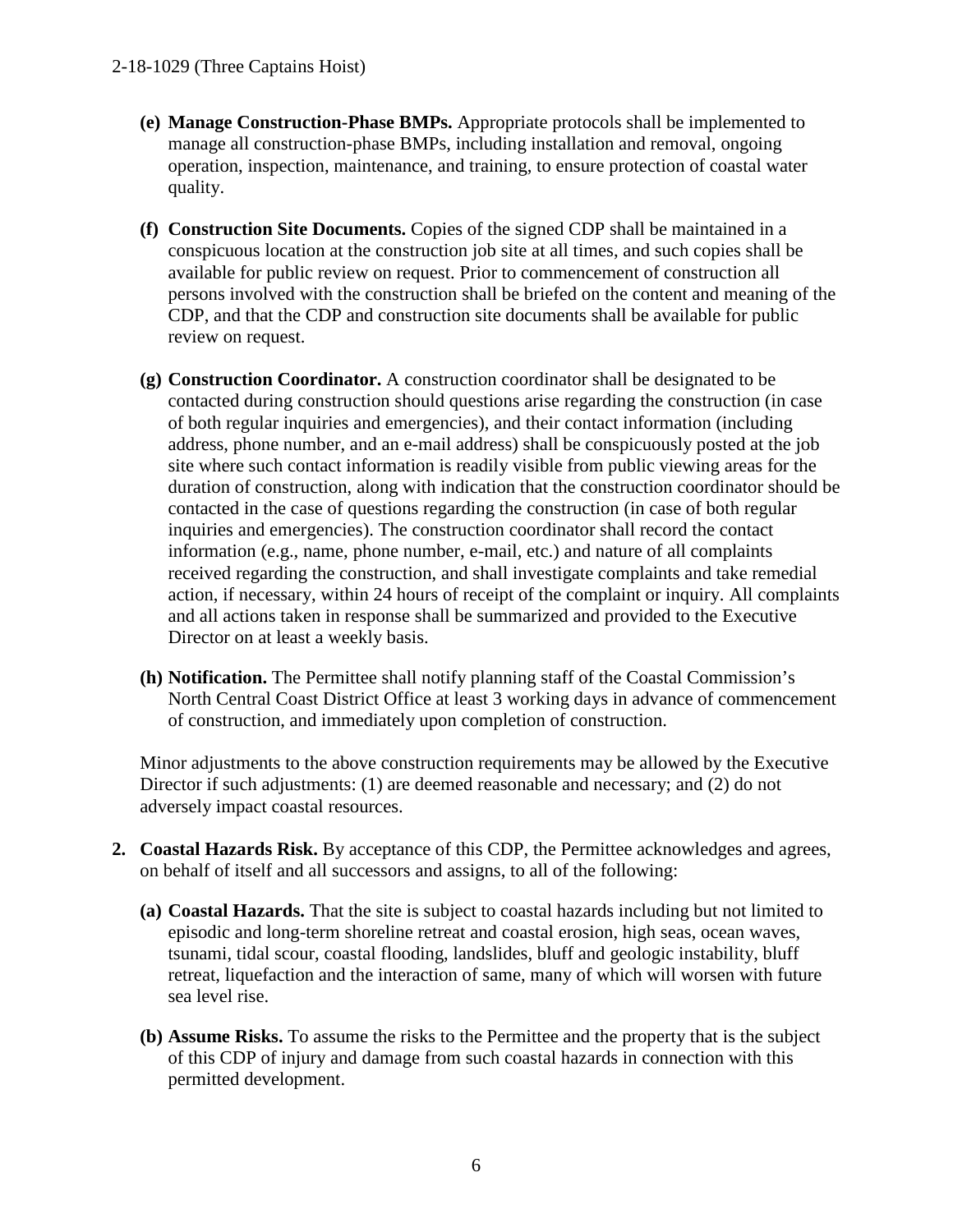- **(e) Manage Construction-Phase BMPs.** Appropriate protocols shall be implemented to manage all construction-phase BMPs, including installation and removal, ongoing operation, inspection, maintenance, and training, to ensure protection of coastal water quality.

- **(f) Construction Site Documents.** Copies of the signed CDP shall be maintained in a conspicuous location at the construction job site at all times, and such copies shall be available for public review on request. Prior to commencement of construction all persons involved with the construction shall be briefed on the content and meaning of the CDP, and that the CDP and construction site documents shall be available for public review on request.

- **(g) Construction Coordinator.** A construction coordinator shall be designated to be contacted during construction should questions arise regarding the construction (in case of both regular inquiries and emergencies), and their contact information (including address, phone number, and an e-mail address) shall be conspicuously posted at the job site where such contact information is readily visible from public viewing areas for the duration of construction, along with indication that the construction coordinator should be contacted in the case of questions regarding the construction (in case of both regular inquiries and emergencies). The construction coordinator shall record the contact information (e.g., name, phone number, e-mail, etc.) and nature of all complaints received regarding the construction, and shall investigate complaints and take remedial action, if necessary, within 24 hours of receipt of the complaint or inquiry. All complaints and all actions taken in response shall be summarized and provided to the Executive Director on at least a weekly basis.

- **(h) Notification.** The Permittee shall notify planning staff of the Coastal Commission's North Central Coast District Office at least 3 working days in advance of commencement of construction, and immediately upon completion of construction.

Minor adjustments to the above construction requirements may be allowed by the Executive Director if such adjustments: (1) are deemed reasonable and necessary; and (2) do not adversely impact coastal resources.

2. **Coastal Hazards Risk.** By acceptance of this CDP, the Permittee acknowledges and agrees, on behalf of itself and all successors and assigns, to all of the following:

   - **(a) Coastal Hazards.** That the site is subject to coastal hazards including but not limited to episodic and long-term shoreline retreat and coastal erosion, high seas, ocean waves, tsunami, tidal scour, coastal flooding, landslides, bluff and geologic instability, bluff retreat, liquefaction and the interaction of same, many of which will worsen with future sea level rise.

   - **(b) Assume Risks.** To assume the risks to the Permittee and the property that is the subject of this CDP of injury and damage from such coastal hazards in connection with this permitted development.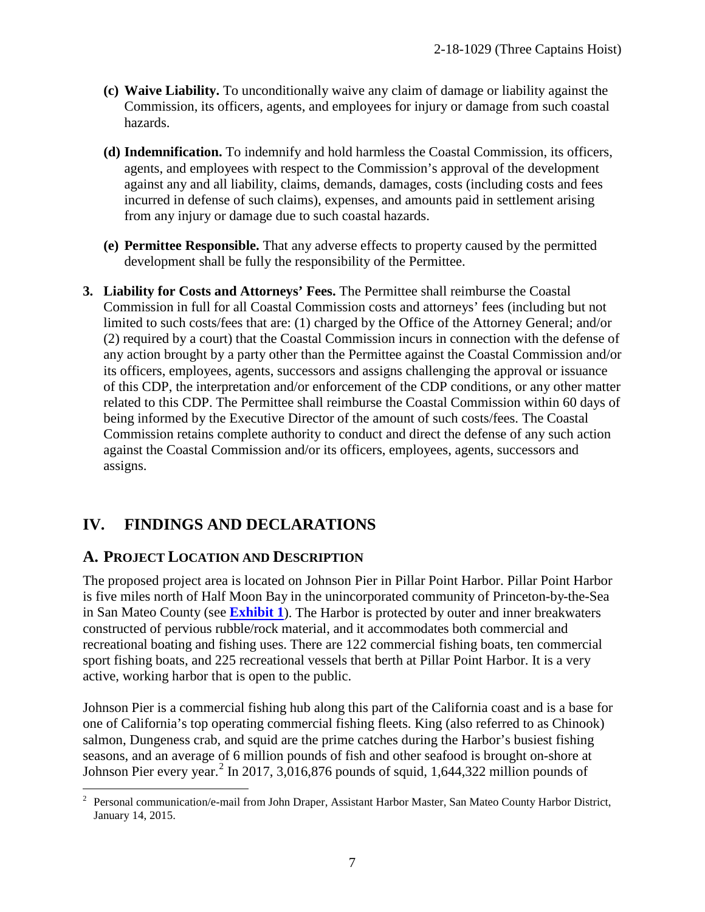- **(c) Waive Liability.** To unconditionally waive any claim of damage or liability against the Commission, its officers, agents, and employees for injury or damage from such coastal hazards.

- **(d) Indemnification.** To indemnify and hold harmless the Coastal Commission, its officers, agents, and employees with respect to the Commission's approval of the development against any and all liability, claims, demands, damages, costs (including costs and fees incurred in defense of such claims), expenses, and amounts paid in settlement arising from any injury or damage due to such coastal hazards.

- **(e) Permittee Responsible.** That any adverse effects to property caused by the permitted development shall be fully the responsibility of the Permittee.

3. **Liability for Costs and Attorneys' Fees.** The Permittee shall reimburse the Coastal Commission in full for all Coastal Commission costs and attorneys' fees (including but not limited to such costs/fees that are: (1) charged by the Office of the Attorney General; and/or (2) required by a court) that the Coastal Commission incurs in connection with the defense of any action brought by a party other than the Permittee against the Coastal Commission and/or its officers, employees, agents, successors and assigns challenging the approval or issuance of this CDP, the interpretation and/or enforcement of the CDP conditions, or any other matter related to this CDP. The Permittee shall reimburse the Coastal Commission within 60 days of being informed by the Executive Director of the amount of such costs/fees. The Coastal Commission retains complete authority to conduct and direct the defense of any such action against the Coastal Commission and/or its officers, employees, agents, successors and assigns.

# IV. FINDINGS AND DECLARATIONS

## A. PROJECT LOCATION AND DESCRIPTION

The proposed project area is located on Johnson Pier in Pillar Point Harbor. Pillar Point Harbor is five miles north of Half Moon Bay in the unincorporated community of Princeton-by-the-Sea in San Mateo County (see **Exhibit 1**). The Harbor is protected by outer and inner breakwaters constructed of pervious rubble/rock material, and it accommodates both commercial and recreational boating and fishing uses. There are 122 commercial fishing boats, ten commercial sport fishing boats, and 225 recreational vessels that berth at Pillar Point Harbor. It is a very active, working harbor that is open to the public.

Johnson Pier is a commercial fishing hub along this part of the California coast and is a base for one of California's top operating commercial fishing fleets. King (also referred to as Chinook) salmon, Dungeness crab, and squid are the prime catches during the Harbor's busiest fishing seasons, and an average of 6 million pounds of fish and other seafood is brought on-shore at Johnson Pier every year.[2] In 2017, 3,016,876 pounds of squid, 1,644,322 million pounds of

[2] Personal communication/e-mail from John Draper, Assistant Harbor Master, San Mateo County Harbor District, January 14, 2015.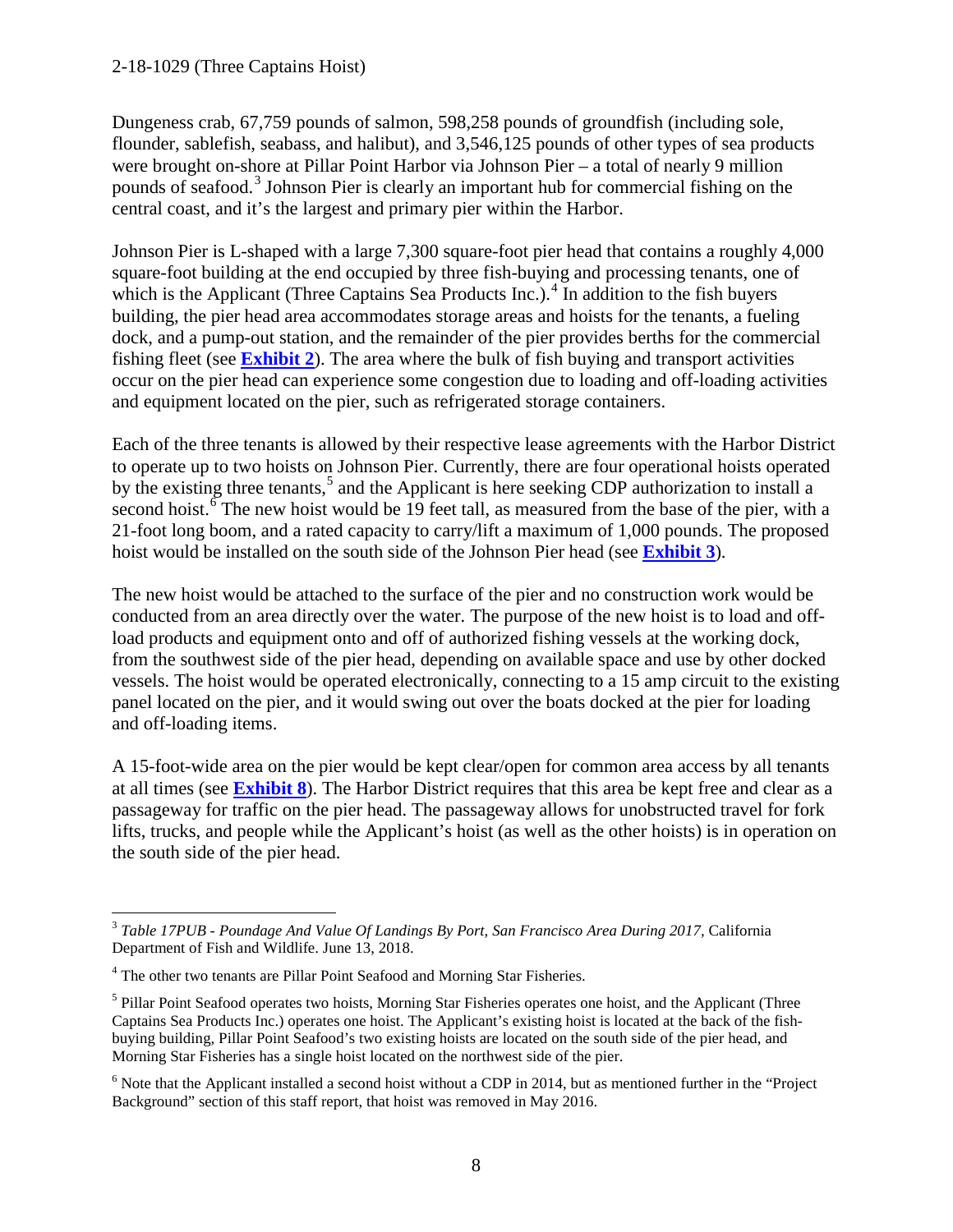Dungeness crab, 67,759 pounds of salmon, 598,258 pounds of groundfish (including sole, flounder, sablefish, seabass, and halibut), and 3,546,125 pounds of other types of sea products were brought on-shore at Pillar Point Harbor via Johnson Pier – a total of nearly 9 million pounds of seafood.[3] Johnson Pier is clearly an important hub for commercial fishing on the central coast, and it's the largest and primary pier within the Harbor.

Johnson Pier is L-shaped with a large 7,300 square-foot pier head that contains a roughly 4,000 square-foot building at the end occupied by three fish-buying and processing tenants, one of which is the Applicant (Three Captains Sea Products Inc.).[4] In addition to the fish buyers building, the pier head area accommodates storage areas and hoists for the tenants, a fueling dock, and a pump-out station, and the remainder of the pier provides berths for the commercial fishing fleet (see **Exhibit 2**). The area where the bulk of fish buying and transport activities occur on the pier head can experience some congestion due to loading and off-loading activities and equipment located on the pier, such as refrigerated storage containers.

Each of the three tenants is allowed by their respective lease agreements with the Harbor District to operate up to two hoists on Johnson Pier. Currently, there are four operational hoists operated by the existing three tenants,[5] and the Applicant is here seeking CDP authorization to install a second hoist.[6] The new hoist would be 19 feet tall, as measured from the base of the pier, with a 21-foot long boom, and a rated capacity to carry/lift a maximum of 1,000 pounds. The proposed hoist would be installed on the south side of the Johnson Pier head (see **Exhibit 3**).

The new hoist would be attached to the surface of the pier and no construction work would be conducted from an area directly over the water. The purpose of the new hoist is to load and off-load products and equipment onto and off of authorized fishing vessels at the working dock, from the southwest side of the pier head, depending on available space and use by other docked vessels. The hoist would be operated electronically, connecting to a 15 amp circuit to the existing panel located on the pier, and it would swing out over the boats docked at the pier for loading and off-loading items.

A 15-foot-wide area on the pier would be kept clear/open for common area access by all tenants at all times (see **Exhibit 8**). The Harbor District requires that this area be kept free and clear as a passageway for traffic on the pier head. The passageway allows for unobstructed travel for fork lifts, trucks, and people while the Applicant's hoist (as well as the other hoists) is in operation on the south side of the pier head.

---

[3] *Table 17PUB - Poundage And Value Of Landings By Port, San Francisco Area During 2017*, California Department of Fish and Wildlife. June 13, 2018.

[4] The other two tenants are Pillar Point Seafood and Morning Star Fisheries.

[5] Pillar Point Seafood operates two hoists, Morning Star Fisheries operates one hoist, and the Applicant (Three Captains Sea Products Inc.) operates one hoist. The Applicant's existing hoist is located at the back of the fish-buying building, Pillar Point Seafood's two existing hoists are located on the south side of the pier head, and Morning Star Fisheries has a single hoist located on the northwest side of the pier.

[6] Note that the Applicant installed a second hoist without a CDP in 2014, but as mentioned further in the "Project Background" section of this staff report, that hoist was removed in May 2016.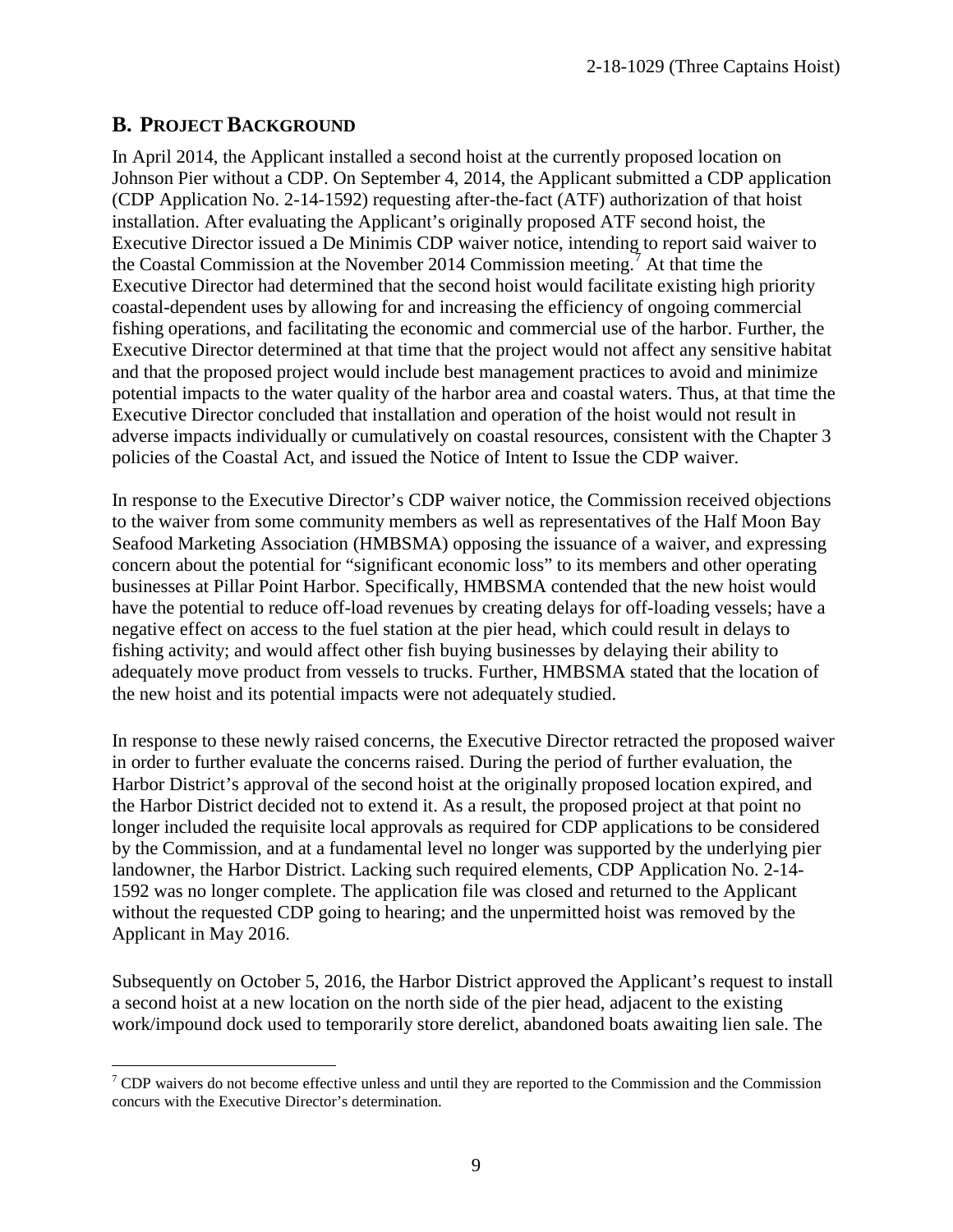## B. PROJECT BACKGROUND

In April 2014, the Applicant installed a second hoist at the currently proposed location on Johnson Pier without a CDP. On September 4, 2014, the Applicant submitted a CDP application (CDP Application No. 2-14-1592) requesting after-the-fact (ATF) authorization of that hoist installation. After evaluating the Applicant's originally proposed ATF second hoist, the Executive Director issued a De Minimis CDP waiver notice, intending to report said waiver to the Coastal Commission at the November 2014 Commission meeting.[7] At that time the Executive Director had determined that the second hoist would facilitate existing high priority coastal-dependent uses by allowing for and increasing the efficiency of ongoing commercial fishing operations, and facilitating the economic and commercial use of the harbor. Further, the Executive Director determined at that time that the project would not affect any sensitive habitat and that the proposed project would include best management practices to avoid and minimize potential impacts to the water quality of the harbor area and coastal waters. Thus, at that time the Executive Director concluded that installation and operation of the hoist would not result in adverse impacts individually or cumulatively on coastal resources, consistent with the Chapter 3 policies of the Coastal Act, and issued the Notice of Intent to Issue the CDP waiver.

In response to the Executive Director's CDP waiver notice, the Commission received objections to the waiver from some community members as well as representatives of the Half Moon Bay Seafood Marketing Association (HMBSMA) opposing the issuance of a waiver, and expressing concern about the potential for "significant economic loss" to its members and other operating businesses at Pillar Point Harbor. Specifically, HMBSMA contended that the new hoist would have the potential to reduce off-load revenues by creating delays for off-loading vessels; have a negative effect on access to the fuel station at the pier head, which could result in delays to fishing activity; and would affect other fish buying businesses by delaying their ability to adequately move product from vessels to trucks. Further, HMBSMA stated that the location of the new hoist and its potential impacts were not adequately studied.

In response to these newly raised concerns, the Executive Director retracted the proposed waiver in order to further evaluate the concerns raised. During the period of further evaluation, the Harbor District's approval of the second hoist at the originally proposed location expired, and the Harbor District decided not to extend it. As a result, the proposed project at that point no longer included the requisite local approvals as required for CDP applications to be considered by the Commission, and at a fundamental level no longer was supported by the underlying pier landowner, the Harbor District. Lacking such required elements, CDP Application No. 2-14-1592 was no longer complete. The application file was closed and returned to the Applicant without the requested CDP going to hearing; and the unpermitted hoist was removed by the Applicant in May 2016.

Subsequently on October 5, 2016, the Harbor District approved the Applicant's request to install a second hoist at a new location on the north side of the pier head, adjacent to the existing work/impound dock used to temporarily store derelict, abandoned boats awaiting lien sale. The

[7] CDP waivers do not become effective unless and until they are reported to the Commission and the Commission concurs with the Executive Director's determination.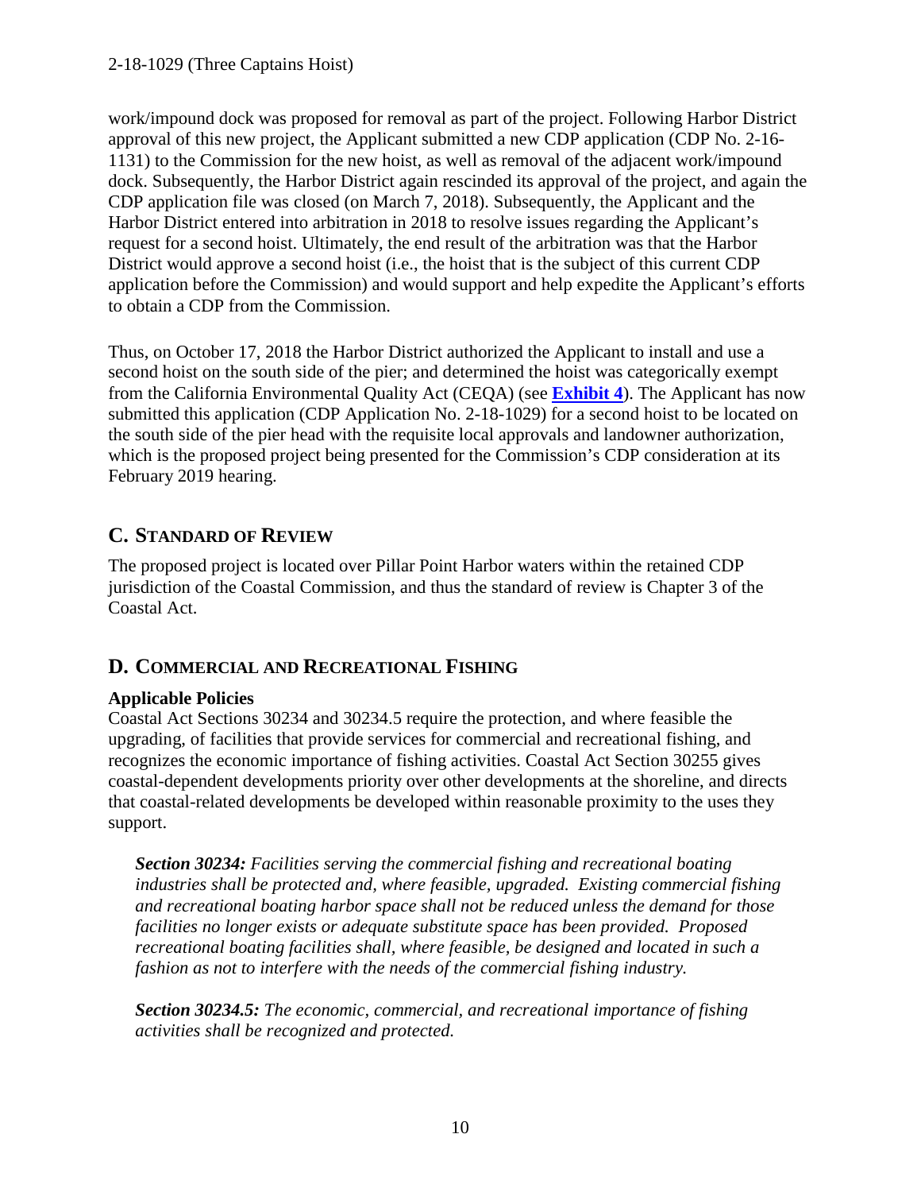work/impound dock was proposed for removal as part of the project. Following Harbor District approval of this new project, the Applicant submitted a new CDP application (CDP No. 2-16-1131) to the Commission for the new hoist, as well as removal of the adjacent work/impound dock. Subsequently, the Harbor District again rescinded its approval of the project, and again the CDP application file was closed (on March 7, 2018). Subsequently, the Applicant and the Harbor District entered into arbitration in 2018 to resolve issues regarding the Applicant's request for a second hoist. Ultimately, the end result of the arbitration was that the Harbor District would approve a second hoist (i.e., the hoist that is the subject of this current CDP application before the Commission) and would support and help expedite the Applicant's efforts to obtain a CDP from the Commission.

Thus, on October 17, 2018 the Harbor District authorized the Applicant to install and use a second hoist on the south side of the pier; and determined the hoist was categorically exempt from the California Environmental Quality Act (CEQA) (see **Exhibit 4**). The Applicant has now submitted this application (CDP Application No. 2-18-1029) for a second hoist to be located on the south side of the pier head with the requisite local approvals and landowner authorization, which is the proposed project being presented for the Commission's CDP consideration at its February 2019 hearing.

## C. STANDARD OF REVIEW

The proposed project is located over Pillar Point Harbor waters within the retained CDP jurisdiction of the Coastal Commission, and thus the standard of review is Chapter 3 of the Coastal Act.

## D. COMMERCIAL AND RECREATIONAL FISHING

**Applicable Policies**

Coastal Act Sections 30234 and 30234.5 require the protection, and where feasible the upgrading, of facilities that provide services for commercial and recreational fishing, and recognizes the economic importance of fishing activities. Coastal Act Section 30255 gives coastal-dependent developments priority over other developments at the shoreline, and directs that coastal-related developments be developed within reasonable proximity to the uses they support.

> ***Section 30234:*** *Facilities serving the commercial fishing and recreational boating industries shall be protected and, where feasible, upgraded. Existing commercial fishing and recreational boating harbor space shall not be reduced unless the demand for those facilities no longer exists or adequate substitute space has been provided. Proposed recreational boating facilities shall, where feasible, be designed and located in such a fashion as not to interfere with the needs of the commercial fishing industry.*
>
> ***Section 30234.5:*** *The economic, commercial, and recreational importance of fishing activities shall be recognized and protected.*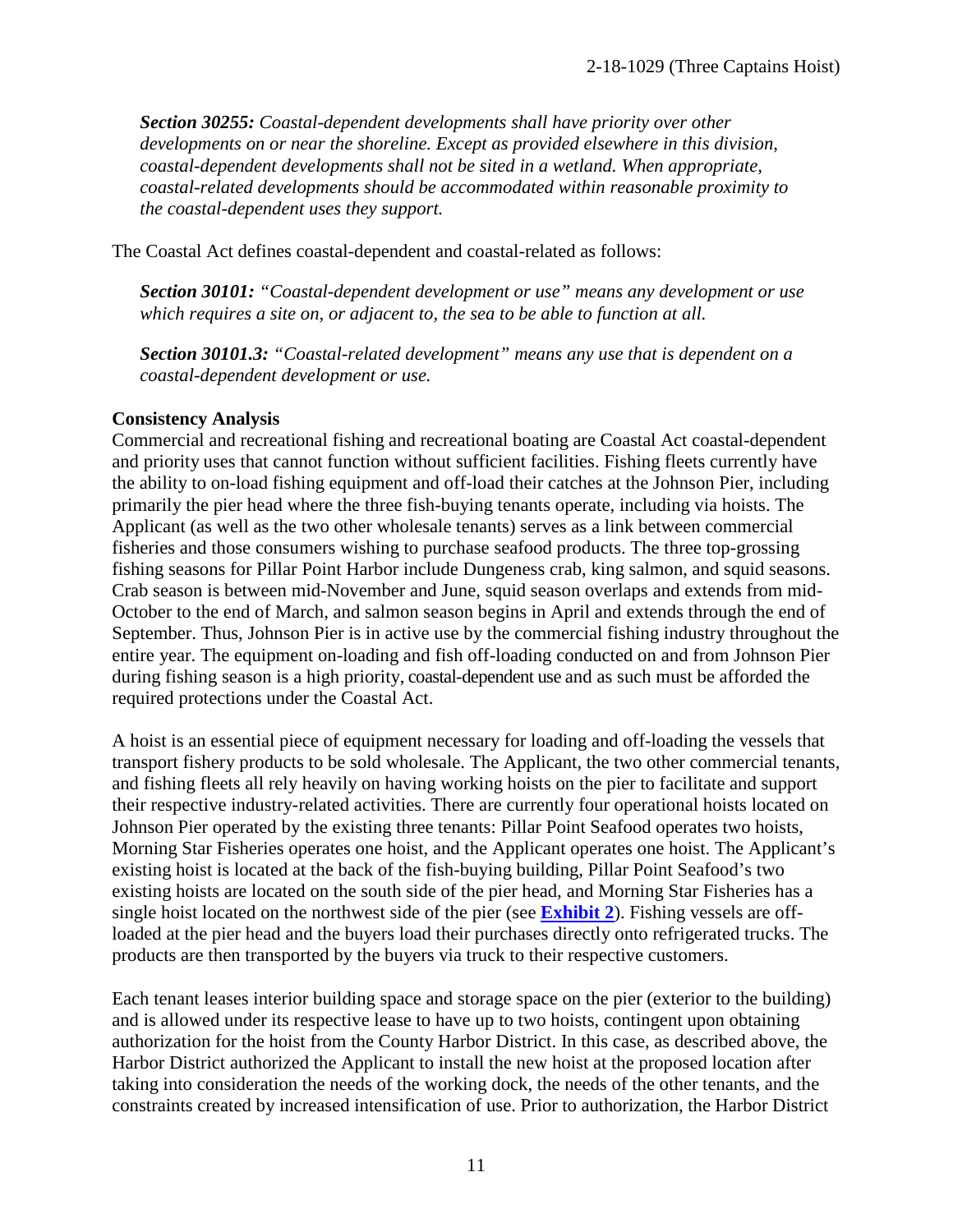*__Section 30255:__ Coastal-dependent developments shall have priority over other developments on or near the shoreline. Except as provided elsewhere in this division, coastal-dependent developments shall not be sited in a wetland. When appropriate, coastal-related developments should be accommodated within reasonable proximity to the coastal-dependent uses they support.*

The Coastal Act defines coastal-dependent and coastal-related as follows:

*__Section 30101:__ "Coastal-dependent development or use" means any development or use which requires a site on, or adjacent to, the sea to be able to function at all.*

*__Section 30101.3:__ "Coastal-related development" means any use that is dependent on a coastal-dependent development or use.*

**Consistency Analysis**

Commercial and recreational fishing and recreational boating are Coastal Act coastal-dependent and priority uses that cannot function without sufficient facilities. Fishing fleets currently have the ability to on-load fishing equipment and off-load their catches at the Johnson Pier, including primarily the pier head where the three fish-buying tenants operate, including via hoists. The Applicant (as well as the two other wholesale tenants) serves as a link between commercial fisheries and those consumers wishing to purchase seafood products. The three top-grossing fishing seasons for Pillar Point Harbor include Dungeness crab, king salmon, and squid seasons. Crab season is between mid-November and June, squid season overlaps and extends from mid-October to the end of March, and salmon season begins in April and extends through the end of September. Thus, Johnson Pier is in active use by the commercial fishing industry throughout the entire year. The equipment on-loading and fish off-loading conducted on and from Johnson Pier during fishing season is a high priority, coastal-dependent use and as such must be afforded the required protections under the Coastal Act.

A hoist is an essential piece of equipment necessary for loading and off-loading the vessels that transport fishery products to be sold wholesale. The Applicant, the two other commercial tenants, and fishing fleets all rely heavily on having working hoists on the pier to facilitate and support their respective industry-related activities. There are currently four operational hoists located on Johnson Pier operated by the existing three tenants: Pillar Point Seafood operates two hoists, Morning Star Fisheries operates one hoist, and the Applicant operates one hoist. The Applicant's existing hoist is located at the back of the fish-buying building, Pillar Point Seafood's two existing hoists are located on the south side of the pier head, and Morning Star Fisheries has a single hoist located on the northwest side of the pier (see **Exhibit 2**). Fishing vessels are off-loaded at the pier head and the buyers load their purchases directly onto refrigerated trucks. The products are then transported by the buyers via truck to their respective customers.

Each tenant leases interior building space and storage space on the pier (exterior to the building) and is allowed under its respective lease to have up to two hoists, contingent upon obtaining authorization for the hoist from the County Harbor District. In this case, as described above, the Harbor District authorized the Applicant to install the new hoist at the proposed location after taking into consideration the needs of the working dock, the needs of the other tenants, and the constraints created by increased intensification of use. Prior to authorization, the Harbor District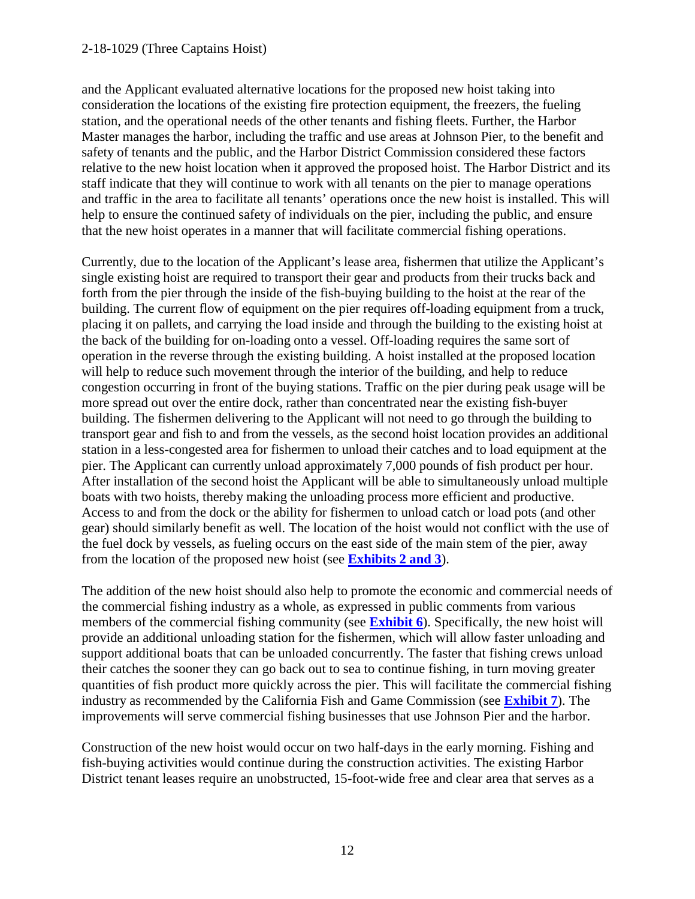and the Applicant evaluated alternative locations for the proposed new hoist taking into consideration the locations of the existing fire protection equipment, the freezers, the fueling station, and the operational needs of the other tenants and fishing fleets. Further, the Harbor Master manages the harbor, including the traffic and use areas at Johnson Pier, to the benefit and safety of tenants and the public, and the Harbor District Commission considered these factors relative to the new hoist location when it approved the proposed hoist. The Harbor District and its staff indicate that they will continue to work with all tenants on the pier to manage operations and traffic in the area to facilitate all tenants' operations once the new hoist is installed. This will help to ensure the continued safety of individuals on the pier, including the public, and ensure that the new hoist operates in a manner that will facilitate commercial fishing operations.

Currently, due to the location of the Applicant's lease area, fishermen that utilize the Applicant's single existing hoist are required to transport their gear and products from their trucks back and forth from the pier through the inside of the fish-buying building to the hoist at the rear of the building. The current flow of equipment on the pier requires off-loading equipment from a truck, placing it on pallets, and carrying the load inside and through the building to the existing hoist at the back of the building for on-loading onto a vessel. Off-loading requires the same sort of operation in the reverse through the existing building. A hoist installed at the proposed location will help to reduce such movement through the interior of the building, and help to reduce congestion occurring in front of the buying stations. Traffic on the pier during peak usage will be more spread out over the entire dock, rather than concentrated near the existing fish-buyer building. The fishermen delivering to the Applicant will not need to go through the building to transport gear and fish to and from the vessels, as the second hoist location provides an additional station in a less-congested area for fishermen to unload their catches and to load equipment at the pier. The Applicant can currently unload approximately 7,000 pounds of fish product per hour. After installation of the second hoist the Applicant will be able to simultaneously unload multiple boats with two hoists, thereby making the unloading process more efficient and productive. Access to and from the dock or the ability for fishermen to unload catch or load pots (and other gear) should similarly benefit as well. The location of the hoist would not conflict with the use of the fuel dock by vessels, as fueling occurs on the east side of the main stem of the pier, away from the location of the proposed new hoist (see **Exhibits 2 and 3**).

The addition of the new hoist should also help to promote the economic and commercial needs of the commercial fishing industry as a whole, as expressed in public comments from various members of the commercial fishing community (see **Exhibit 6**). Specifically, the new hoist will provide an additional unloading station for the fishermen, which will allow faster unloading and support additional boats that can be unloaded concurrently. The faster that fishing crews unload their catches the sooner they can go back out to sea to continue fishing, in turn moving greater quantities of fish product more quickly across the pier. This will facilitate the commercial fishing industry as recommended by the California Fish and Game Commission (see **Exhibit 7**). The improvements will serve commercial fishing businesses that use Johnson Pier and the harbor.

Construction of the new hoist would occur on two half-days in the early morning. Fishing and fish-buying activities would continue during the construction activities. The existing Harbor District tenant leases require an unobstructed, 15-foot-wide free and clear area that serves as a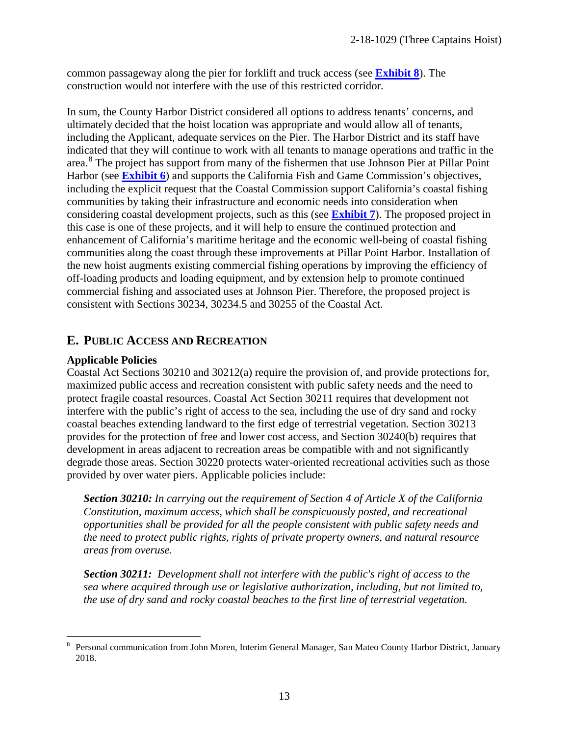common passageway along the pier for forklift and truck access (see **Exhibit 8**). The construction would not interfere with the use of this restricted corridor.

In sum, the County Harbor District considered all options to address tenants' concerns, and ultimately decided that the hoist location was appropriate and would allow all of tenants, including the Applicant, adequate services on the Pier. The Harbor District and its staff have indicated that they will continue to work with all tenants to manage operations and traffic in the area.[8] The project has support from many of the fishermen that use Johnson Pier at Pillar Point Harbor (see **Exhibit 6**) and supports the California Fish and Game Commission's objectives, including the explicit request that the Coastal Commission support California's coastal fishing communities by taking their infrastructure and economic needs into consideration when considering coastal development projects, such as this (see **Exhibit 7**). The proposed project in this case is one of these projects, and it will help to ensure the continued protection and enhancement of California's maritime heritage and the economic well-being of coastal fishing communities along the coast through these improvements at Pillar Point Harbor. Installation of the new hoist augments existing commercial fishing operations by improving the efficiency of off-loading products and loading equipment, and by extension help to promote continued commercial fishing and associated uses at Johnson Pier. Therefore, the proposed project is consistent with Sections 30234, 30234.5 and 30255 of the Coastal Act.

## E. PUBLIC ACCESS AND RECREATION

### Applicable Policies

Coastal Act Sections 30210 and 30212(a) require the provision of, and provide protections for, maximized public access and recreation consistent with public safety needs and the need to protect fragile coastal resources. Coastal Act Section 30211 requires that development not interfere with the public's right of access to the sea, including the use of dry sand and rocky coastal beaches extending landward to the first edge of terrestrial vegetation. Section 30213 provides for the protection of free and lower cost access, and Section 30240(b) requires that development in areas adjacent to recreation areas be compatible with and not significantly degrade those areas. Section 30220 protects water-oriented recreational activities such as those provided by over water piers. Applicable policies include:

> ***Section 30210:*** *In carrying out the requirement of Section 4 of Article X of the California Constitution, maximum access, which shall be conspicuously posted, and recreational opportunities shall be provided for all the people consistent with public safety needs and the need to protect public rights, rights of private property owners, and natural resource areas from overuse.*
>
> ***Section 30211:*** *Development shall not interfere with the public's right of access to the sea where acquired through use or legislative authorization, including, but not limited to, the use of dry sand and rocky coastal beaches to the first line of terrestrial vegetation.*

---

[8] Personal communication from John Moren, Interim General Manager, San Mateo County Harbor District, January 2018.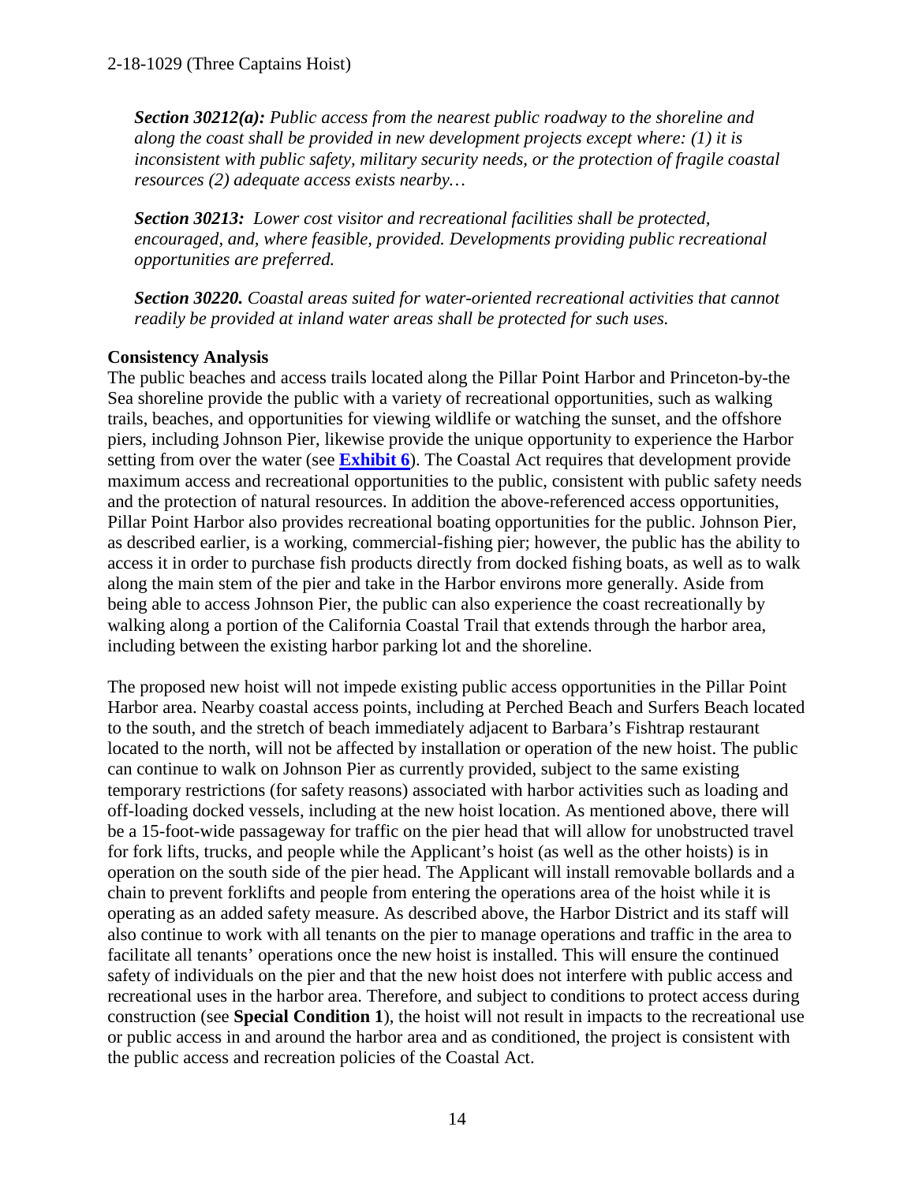***Section 30212(a):** Public access from the nearest public roadway to the shoreline and along the coast shall be provided in new development projects except where: (1) it is inconsistent with public safety, military security needs, or the protection of fragile coastal resources (2) adequate access exists nearby…*

***Section 30213:** Lower cost visitor and recreational facilities shall be protected, encouraged, and, where feasible, provided. Developments providing public recreational opportunities are preferred.*

***Section 30220.** Coastal areas suited for water-oriented recreational activities that cannot readily be provided at inland water areas shall be protected for such uses.*

**Consistency Analysis**

The public beaches and access trails located along the Pillar Point Harbor and Princeton-by-the Sea shoreline provide the public with a variety of recreational opportunities, such as walking trails, beaches, and opportunities for viewing wildlife or watching the sunset, and the offshore piers, including Johnson Pier, likewise provide the unique opportunity to experience the Harbor setting from over the water (see **Exhibit 6**). The Coastal Act requires that development provide maximum access and recreational opportunities to the public, consistent with public safety needs and the protection of natural resources. In addition the above-referenced access opportunities, Pillar Point Harbor also provides recreational boating opportunities for the public. Johnson Pier, as described earlier, is a working, commercial-fishing pier; however, the public has the ability to access it in order to purchase fish products directly from docked fishing boats, as well as to walk along the main stem of the pier and take in the Harbor environs more generally. Aside from being able to access Johnson Pier, the public can also experience the coast recreationally by walking along a portion of the California Coastal Trail that extends through the harbor area, including between the existing harbor parking lot and the shoreline.

The proposed new hoist will not impede existing public access opportunities in the Pillar Point Harbor area. Nearby coastal access points, including at Perched Beach and Surfers Beach located to the south, and the stretch of beach immediately adjacent to Barbara's Fishtrap restaurant located to the north, will not be affected by installation or operation of the new hoist. The public can continue to walk on Johnson Pier as currently provided, subject to the same existing temporary restrictions (for safety reasons) associated with harbor activities such as loading and off-loading docked vessels, including at the new hoist location. As mentioned above, there will be a 15-foot-wide passageway for traffic on the pier head that will allow for unobstructed travel for fork lifts, trucks, and people while the Applicant's hoist (as well as the other hoists) is in operation on the south side of the pier head. The Applicant will install removable bollards and a chain to prevent forklifts and people from entering the operations area of the hoist while it is operating as an added safety measure. As described above, the Harbor District and its staff will also continue to work with all tenants on the pier to manage operations and traffic in the area to facilitate all tenants' operations once the new hoist is installed. This will ensure the continued safety of individuals on the pier and that the new hoist does not interfere with public access and recreational uses in the harbor area. Therefore, and subject to conditions to protect access during construction (see **Special Condition 1**), the hoist will not result in impacts to the recreational use or public access in and around the harbor area and as conditioned, the project is consistent with the public access and recreation policies of the Coastal Act.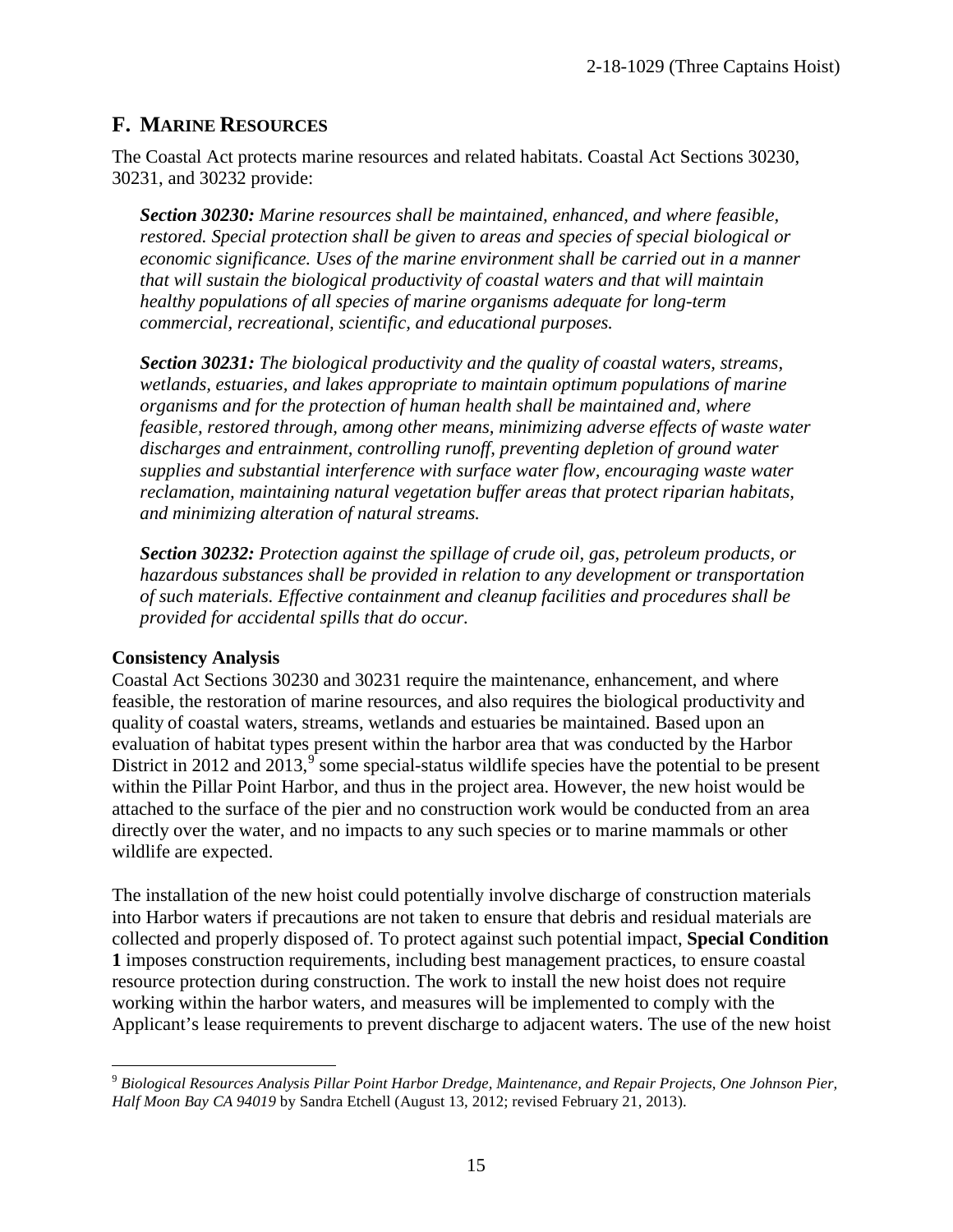## F. MARINE RESOURCES

The Coastal Act protects marine resources and related habitats. Coastal Act Sections 30230, 30231, and 30232 provide:

> ***Section 30230:*** *Marine resources shall be maintained, enhanced, and where feasible, restored. Special protection shall be given to areas and species of special biological or economic significance. Uses of the marine environment shall be carried out in a manner that will sustain the biological productivity of coastal waters and that will maintain healthy populations of all species of marine organisms adequate for long-term commercial, recreational, scientific, and educational purposes.*
>
> ***Section 30231:*** *The biological productivity and the quality of coastal waters, streams, wetlands, estuaries, and lakes appropriate to maintain optimum populations of marine organisms and for the protection of human health shall be maintained and, where feasible, restored through, among other means, minimizing adverse effects of waste water discharges and entrainment, controlling runoff, preventing depletion of ground water supplies and substantial interference with surface water flow, encouraging waste water reclamation, maintaining natural vegetation buffer areas that protect riparian habitats, and minimizing alteration of natural streams.*
>
> ***Section 30232:*** *Protection against the spillage of crude oil, gas, petroleum products, or hazardous substances shall be provided in relation to any development or transportation of such materials. Effective containment and cleanup facilities and procedures shall be provided for accidental spills that do occur.*

**Consistency Analysis**

Coastal Act Sections 30230 and 30231 require the maintenance, enhancement, and where feasible, the restoration of marine resources, and also requires the biological productivity and quality of coastal waters, streams, wetlands and estuaries be maintained. Based upon an evaluation of habitat types present within the harbor area that was conducted by the Harbor District in 2012 and 2013,[9] some special-status wildlife species have the potential to be present within the Pillar Point Harbor, and thus in the project area. However, the new hoist would be attached to the surface of the pier and no construction work would be conducted from an area directly over the water, and no impacts to any such species or to marine mammals or other wildlife are expected.

The installation of the new hoist could potentially involve discharge of construction materials into Harbor waters if precautions are not taken to ensure that debris and residual materials are collected and properly disposed of. To protect against such potential impact, **Special Condition 1** imposes construction requirements, including best management practices, to ensure coastal resource protection during construction. The work to install the new hoist does not require working within the harbor waters, and measures will be implemented to comply with the Applicant's lease requirements to prevent discharge to adjacent waters. The use of the new hoist

[9] *Biological Resources Analysis Pillar Point Harbor Dredge, Maintenance, and Repair Projects, One Johnson Pier, Half Moon Bay CA 94019* by Sandra Etchell (August 13, 2012; revised February 21, 2013).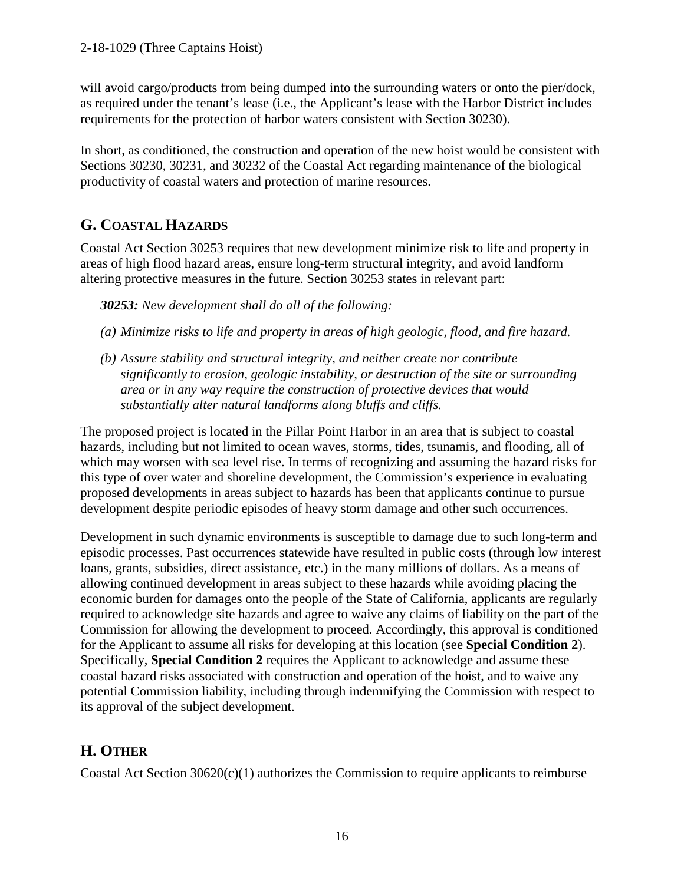will avoid cargo/products from being dumped into the surrounding waters or onto the pier/dock, as required under the tenant's lease (i.e., the Applicant's lease with the Harbor District includes requirements for the protection of harbor waters consistent with Section 30230).

In short, as conditioned, the construction and operation of the new hoist would be consistent with Sections 30230, 30231, and 30232 of the Coastal Act regarding maintenance of the biological productivity of coastal waters and protection of marine resources.

## G. COASTAL HAZARDS

Coastal Act Section 30253 requires that new development minimize risk to life and property in areas of high flood hazard areas, ensure long-term structural integrity, and avoid landform altering protective measures in the future. Section 30253 states in relevant part:

> ***30253:*** *New development shall do all of the following:*
>
> *(a) Minimize risks to life and property in areas of high geologic, flood, and fire hazard.*
>
> *(b) Assure stability and structural integrity, and neither create nor contribute significantly to erosion, geologic instability, or destruction of the site or surrounding area or in any way require the construction of protective devices that would substantially alter natural landforms along bluffs and cliffs.*

The proposed project is located in the Pillar Point Harbor in an area that is subject to coastal hazards, including but not limited to ocean waves, storms, tides, tsunamis, and flooding, all of which may worsen with sea level rise. In terms of recognizing and assuming the hazard risks for this type of over water and shoreline development, the Commission's experience in evaluating proposed developments in areas subject to hazards has been that applicants continue to pursue development despite periodic episodes of heavy storm damage and other such occurrences.

Development in such dynamic environments is susceptible to damage due to such long-term and episodic processes. Past occurrences statewide have resulted in public costs (through low interest loans, grants, subsidies, direct assistance, etc.) in the many millions of dollars. As a means of allowing continued development in areas subject to these hazards while avoiding placing the economic burden for damages onto the people of the State of California, applicants are regularly required to acknowledge site hazards and agree to waive any claims of liability on the part of the Commission for allowing the development to proceed. Accordingly, this approval is conditioned for the Applicant to assume all risks for developing at this location (see **Special Condition 2**). Specifically, **Special Condition 2** requires the Applicant to acknowledge and assume these coastal hazard risks associated with construction and operation of the hoist, and to waive any potential Commission liability, including through indemnifying the Commission with respect to its approval of the subject development.

## H. OTHER

Coastal Act Section 30620(c)(1) authorizes the Commission to require applicants to reimburse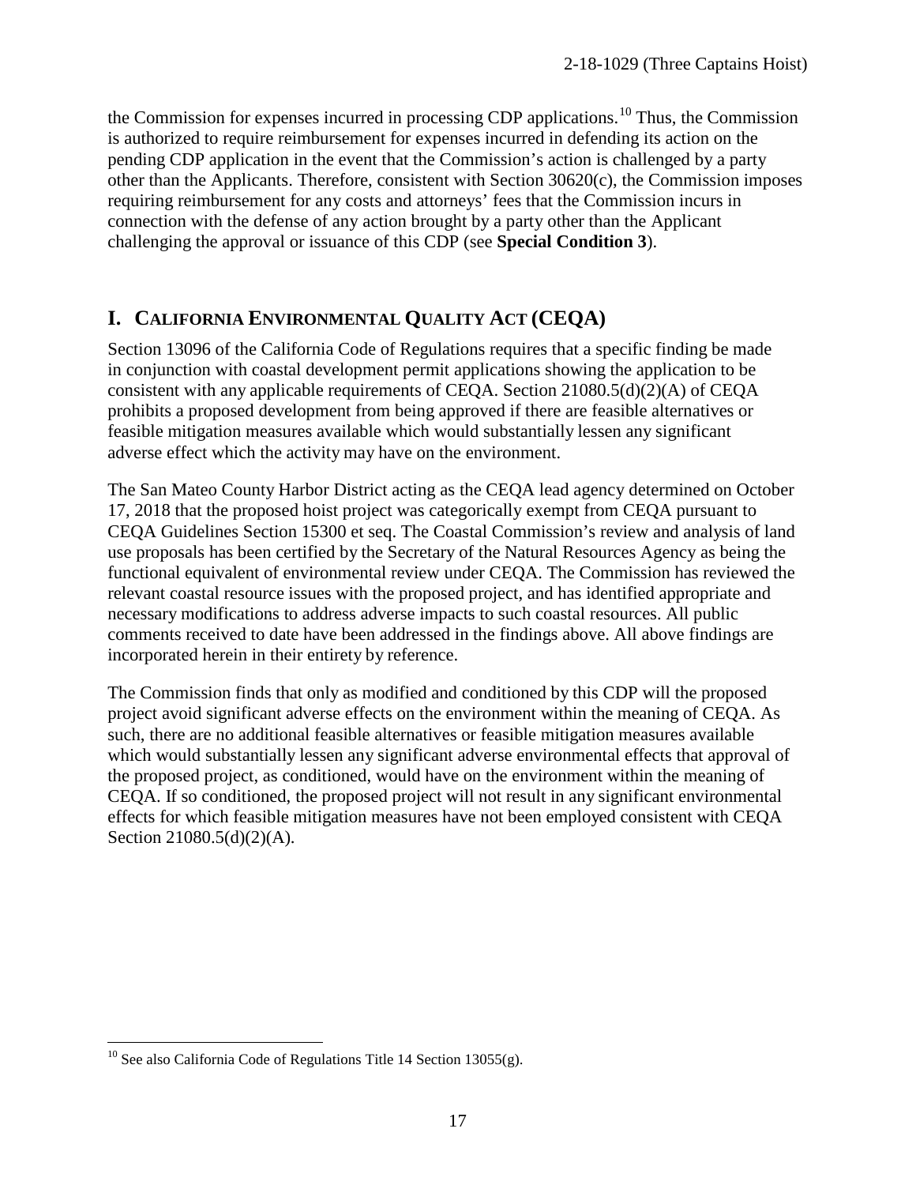the Commission for expenses incurred in processing CDP applications.[10] Thus, the Commission is authorized to require reimbursement for expenses incurred in defending its action on the pending CDP application in the event that the Commission's action is challenged by a party other than the Applicants. Therefore, consistent with Section 30620(c), the Commission imposes requiring reimbursement for any costs and attorneys' fees that the Commission incurs in connection with the defense of any action brought by a party other than the Applicant challenging the approval or issuance of this CDP (see **Special Condition 3**).

## I. CALIFORNIA ENVIRONMENTAL QUALITY ACT (CEQA)

Section 13096 of the California Code of Regulations requires that a specific finding be made in conjunction with coastal development permit applications showing the application to be consistent with any applicable requirements of CEQA. Section 21080.5(d)(2)(A) of CEQA prohibits a proposed development from being approved if there are feasible alternatives or feasible mitigation measures available which would substantially lessen any significant adverse effect which the activity may have on the environment.

The San Mateo County Harbor District acting as the CEQA lead agency determined on October 17, 2018 that the proposed hoist project was categorically exempt from CEQA pursuant to CEQA Guidelines Section 15300 et seq. The Coastal Commission's review and analysis of land use proposals has been certified by the Secretary of the Natural Resources Agency as being the functional equivalent of environmental review under CEQA. The Commission has reviewed the relevant coastal resource issues with the proposed project, and has identified appropriate and necessary modifications to address adverse impacts to such coastal resources. All public comments received to date have been addressed in the findings above. All above findings are incorporated herein in their entirety by reference.

The Commission finds that only as modified and conditioned by this CDP will the proposed project avoid significant adverse effects on the environment within the meaning of CEQA. As such, there are no additional feasible alternatives or feasible mitigation measures available which would substantially lessen any significant adverse environmental effects that approval of the proposed project, as conditioned, would have on the environment within the meaning of CEQA. If so conditioned, the proposed project will not result in any significant environmental effects for which feasible mitigation measures have not been employed consistent with CEQA Section 21080.5(d)(2)(A).

---

[10] See also California Code of Regulations Title 14 Section 13055(g).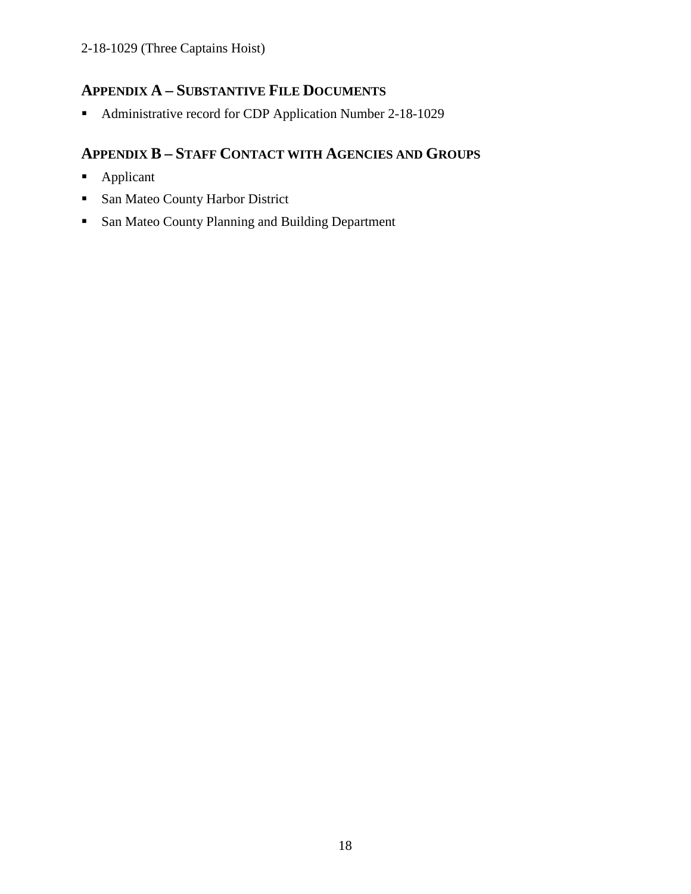## APPENDIX A – SUBSTANTIVE FILE DOCUMENTS

- Administrative record for CDP Application Number 2-18-1029

## APPENDIX B – STAFF CONTACT WITH AGENCIES AND GROUPS

- Applicant
- San Mateo County Harbor District
- San Mateo County Planning and Building Department